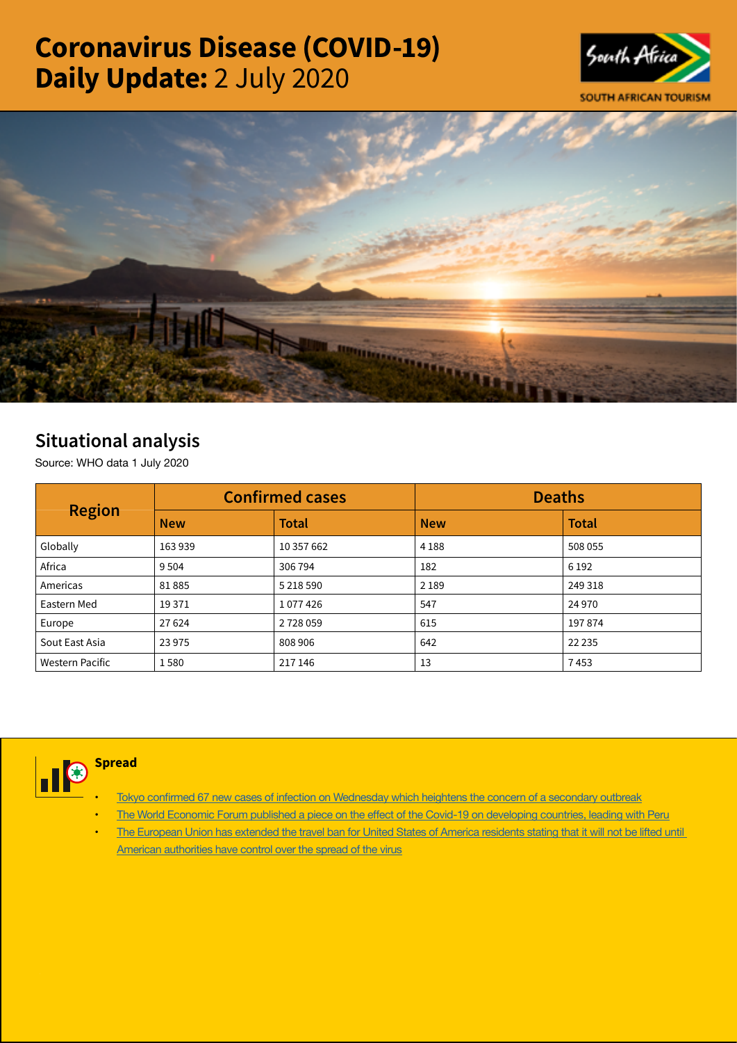# Coronavirus Disease (COVID-19) Daily Update: 2 July 2020

SOUTH AFRICAN TOURISM

## Situational analysis

Source: WHO data 1 July 2020

| Region | Confirmed cases | | Deaths | |
|---|---|---|---|---|
| | New | Total | New | Total |
| Globally | 163 939 | 10 357 662 | 4 188 | 508 055 |
| Africa | 9 504 | 306 794 | 182 | 6 192 |
| Americas | 81 885 | 5 218 590 | 2 189 | 249 318 |
| Eastern Med | 19 371 | 1 077 426 | 547 | 24 970 |
| Europe | 27 624 | 2 728 059 | 615 | 197 874 |
| Sout East Asia | 23 975 | 808 906 | 642 | 22 235 |
| Western Pacific | 1 580 | 217 146 | 13 | 7 453 |

### Spread

- Tokyo confirmed 67 new cases of infection on Wednesday which heightens the concern of a secondary outbreak
- The World Economic Forum published a piece on the effect of the Covid-19 on developing countries, leading with Peru
- The European Union has extended the travel ban for United States of America residents stating that it will not be lifted until American authorities have control over the spread of the virus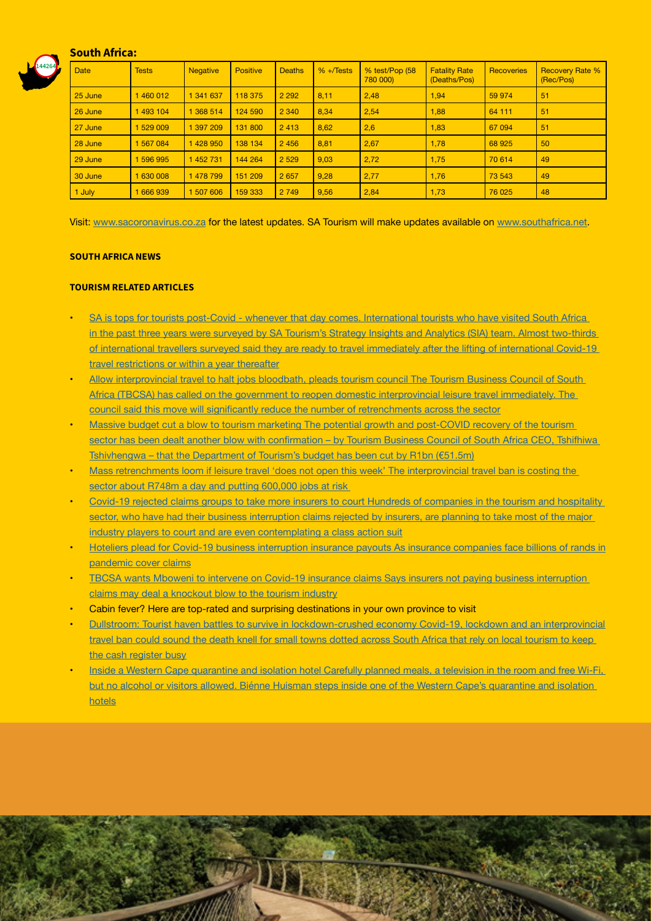## South Africa:

| Date | Tests | Negative | Positive | Deaths | % +/Tests | % test/Pop (58 780 000) | Fatality Rate (Deaths/Pos) | Recoveries | Recovery Rate % (Rec/Pos) |
|---|---|---|---|---|---|---|---|---|---|
| 25 June | 1 460 012 | 1 341 637 | 118 375 | 2 292 | 8,11 | 2,48 | 1,94 | 59 974 | 51 |
| 26 June | 1 493 104 | 1 368 514 | 124 590 | 2 340 | 8,34 | 2,54 | 1,88 | 64 111 | 51 |
| 27 June | 1 529 009 | 1 397 209 | 131 800 | 2 413 | 8,62 | 2,6 | 1,83 | 67 094 | 51 |
| 28 June | 1 567 084 | 1 428 950 | 138 134 | 2 456 | 8,81 | 2,67 | 1,78 | 68 925 | 50 |
| 29 June | 1 596 995 | 1 452 731 | 144 264 | 2 529 | 9,03 | 2,72 | 1,75 | 70 614 | 49 |
| 30 June | 1 630 008 | 1 478 799 | 151 209 | 2 657 | 9,28 | 2,77 | 1,76 | 73 543 | 49 |
| 1 July | 1 666 939 | 1 507 606 | 159 333 | 2 749 | 9,56 | 2,84 | 1,73 | 76 025 | 48 |

Visit: www.sacoronavirus.co.za for the latest updates. SA Tourism will make updates available on www.southafrica.net.

**SOUTH AFRICA NEWS**

**TOURISM RELATED ARTICLES**

- SA is tops for tourists post-Covid - whenever that day comes. International tourists who have visited South Africa in the past three years were surveyed by SA Tourism's Strategy Insights and Analytics (SIA) team. Almost two-thirds of international travellers surveyed said they are ready to travel immediately after the lifting of international Covid-19 travel restrictions or within a year thereafter
- Allow interprovincial travel to halt jobs bloodbath, pleads tourism council The Tourism Business Council of South Africa (TBCSA) has called on the government to reopen domestic interprovincial leisure travel immediately. The council said this move will significantly reduce the number of retrenchments across the sector
- Massive budget cut a blow to tourism marketing The potential growth and post-COVID recovery of the tourism sector has been dealt another blow with confirmation – by Tourism Business Council of South Africa CEO, Tshifhiwa Tshivhengwa – that the Department of Tourism's budget has been cut by R1bn (€51.5m)
- Mass retrenchments loom if leisure travel 'does not open this week' The interprovincial travel ban is costing the sector about R748m a day and putting 600,000 jobs at risk
- Covid-19 rejected claims groups to take more insurers to court Hundreds of companies in the tourism and hospitality sector, who have had their business interruption claims rejected by insurers, are planning to take most of the major industry players to court and are even contemplating a class action suit
- Hoteliers plead for Covid-19 business interruption insurance payouts As insurance companies face billions of rands in pandemic cover claims
- TBCSA wants Mboweni to intervene on Covid-19 insurance claims Says insurers not paying business interruption claims may deal a knockout blow to the tourism industry
- Cabin fever? Here are top-rated and surprising destinations in your own province to visit
- Dullstroom: Tourist haven battles to survive in lockdown-crushed economy Covid-19, lockdown and an interprovincial travel ban could sound the death knell for small towns dotted across South Africa that rely on local tourism to keep the cash register busy
- Inside a Western Cape quarantine and isolation hotel Carefully planned meals, a television in the room and free Wi-Fi, but no alcohol or visitors allowed. Biénne Huisman steps inside one of the Western Cape's quarantine and isolation hotels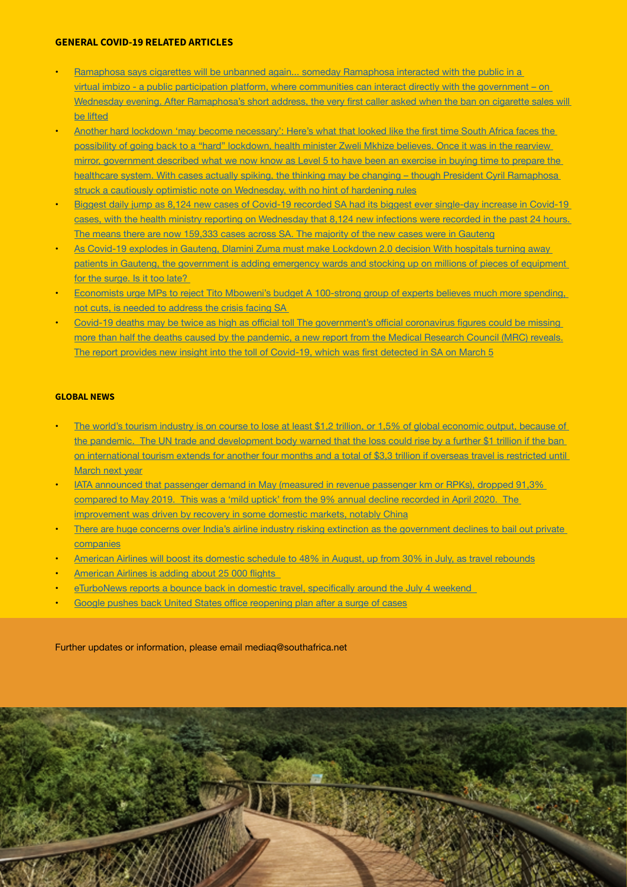**GENERAL COVID-19 RELATED ARTICLES**

- Ramaphosa says cigarettes will be unbanned again... someday Ramaphosa interacted with the public in a virtual imbizo - a public participation platform, where communities can interact directly with the government – on Wednesday evening. After Ramaphosa's short address, the very first caller asked when the ban on cigarette sales will be lifted
- Another hard lockdown 'may become necessary': Here's what that looked like the first time South Africa faces the possibility of going back to a "hard" lockdown, health minister Zweli Mkhize believes. Once it was in the rearview mirror, government described what we now know as Level 5 to have been an exercise in buying time to prepare the healthcare system. With cases actually spiking, the thinking may be changing – though President Cyril Ramaphosa struck a cautiously optimistic note on Wednesday, with no hint of hardening rules
- Biggest daily jump as 8,124 new cases of Covid-19 recorded SA had its biggest ever single-day increase in Covid-19 cases, with the health ministry reporting on Wednesday that 8,124 new infections were recorded in the past 24 hours. The means there are now 159,333 cases across SA. The majority of the new cases were in Gauteng
- As Covid-19 explodes in Gauteng, Dlamini Zuma must make Lockdown 2.0 decision With hospitals turning away patients in Gauteng, the government is adding emergency wards and stocking up on millions of pieces of equipment for the surge. Is it too late?
- Economists urge MPs to reject Tito Mboweni's budget A 100-strong group of experts believes much more spending, not cuts, is needed to address the crisis facing SA
- Covid-19 deaths may be twice as high as official toll The government's official coronavirus figures could be missing more than half the deaths caused by the pandemic, a new report from the Medical Research Council (MRC) reveals. The report provides new insight into the toll of Covid-19, which was first detected in SA on March 5

**GLOBAL NEWS**

- The world's tourism industry is on course to lose at least $1,2 trillion, or 1,5% of global economic output, because of the pandemic. The UN trade and development body warned that the loss could rise by a further $1 trillion if the ban on international tourism extends for another four months and a total of $3,3 trillion if overseas travel is restricted until March next year
- IATA announced that passenger demand in May (measured in revenue passenger km or RPKs), dropped 91,3% compared to May 2019. This was a 'mild uptick' from the 9% annual decline recorded in April 2020. The improvement was driven by recovery in some domestic markets, notably China
- There are huge concerns over India's airline industry risking extinction as the government declines to bail out private companies
- American Airlines will boost its domestic schedule to 48% in August, up from 30% in July, as travel rebounds
- American Airlines is adding about 25 000 flights
- eTurboNews reports a bounce back in domestic travel, specifically around the July 4 weekend
- Google pushes back United States office reopening plan after a surge of cases

Further updates or information, please email mediaq@southafrica.net